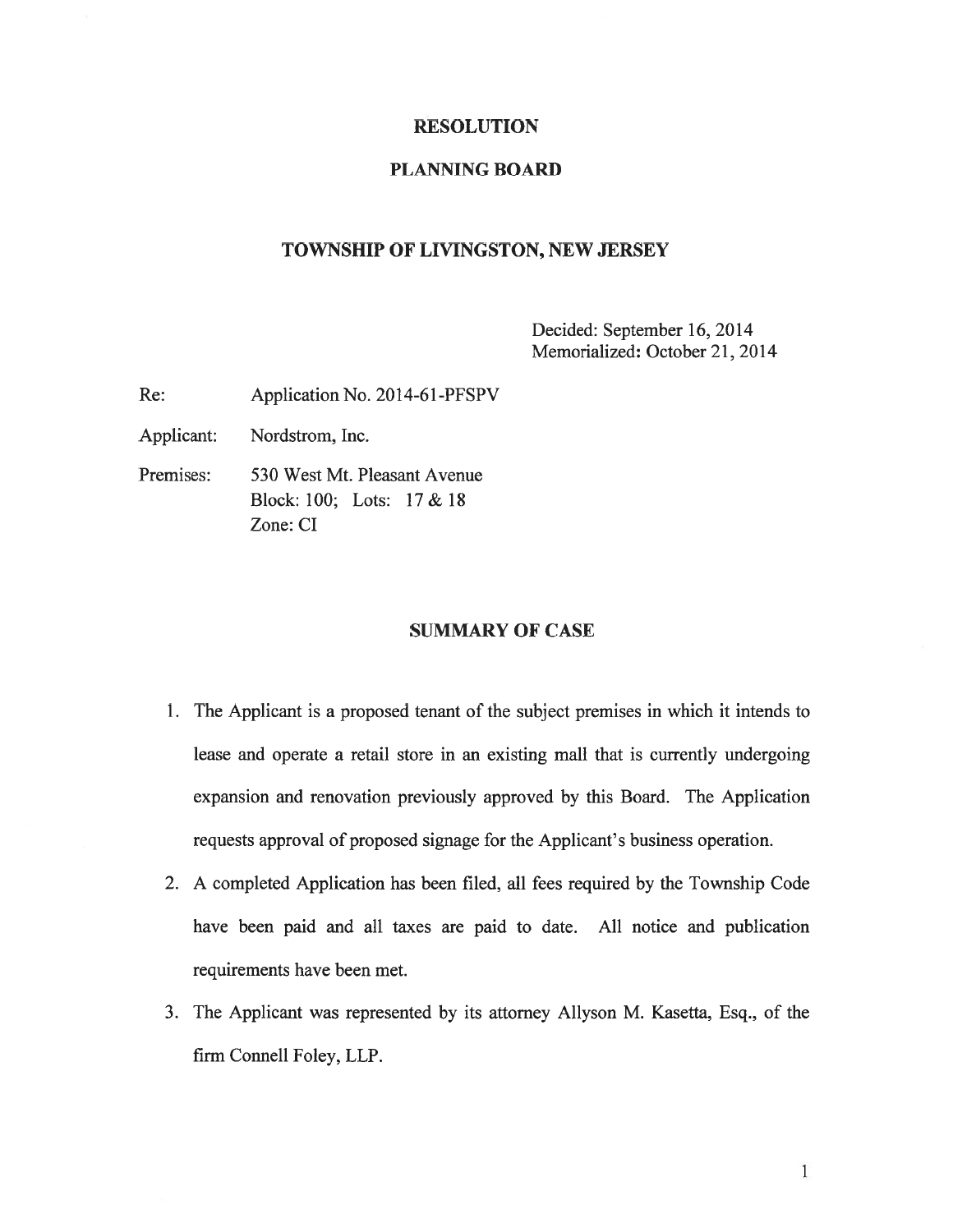# RESOLUTION

## PLANNING BOARD

## TOWNSHIP OF LIVINGSTON, NEW JERSEY

Decided: September 16, 2014
Memorialized: October 21, 2014

Re: Application No. 2014-61-PFSPV

Applicant: Nordstrom, Inc.

Premises: 530 West Mt. Pleasant Avenue
Block: 100; Lots: 17 & 18
Zone: CI

## SUMMARY OF CASE

1. The Applicant is a proposed tenant of the subject premises in which it intends to lease and operate a retail store in an existing mall that is currently undergoing expansion and renovation previously approved by this Board. The Application requests approval of proposed signage for the Applicant's business operation.
2. A completed Application has been filed, all fees required by the Township Code have been paid and all taxes are paid to date. All notice and publication requirements have been met.
3. The Applicant was represented by its attorney Allyson M. Kasetta, Esq., of the firm Connell Foley, LLP.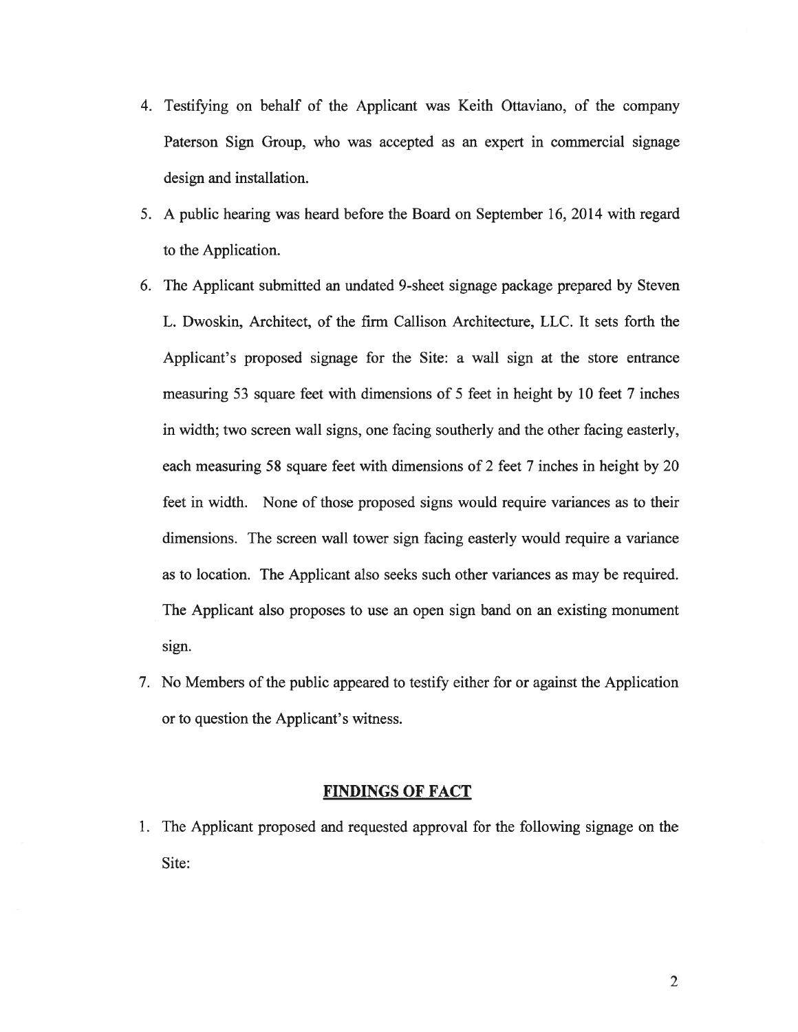4. Testifying on behalf of the Applicant was Keith Ottaviano, of the company Paterson Sign Group, who was accepted as an expert in commercial signage design and installation.

5. A public hearing was heard before the Board on September 16, 2014 with regard to the Application.

6. The Applicant submitted an undated 9-sheet signage package prepared by Steven L. Dwoskin, Architect, of the firm Callison Architecture, LLC. It sets forth the Applicant's proposed signage for the Site: a wall sign at the store entrance measuring 53 square feet with dimensions of 5 feet in height by 10 feet 7 inches in width; two screen wall signs, one facing southerly and the other facing easterly, each measuring 58 square feet with dimensions of 2 feet 7 inches in height by 20 feet in width. None of those proposed signs would require variances as to their dimensions. The screen wall tower sign facing easterly would require a variance as to location. The Applicant also seeks such other variances as may be required. The Applicant also proposes to use an open sign band on an existing monument sign.

7. No Members of the public appeared to testify either for or against the Application or to question the Applicant's witness.

## FINDINGS OF FACT

1. The Applicant proposed and requested approval for the following signage on the Site: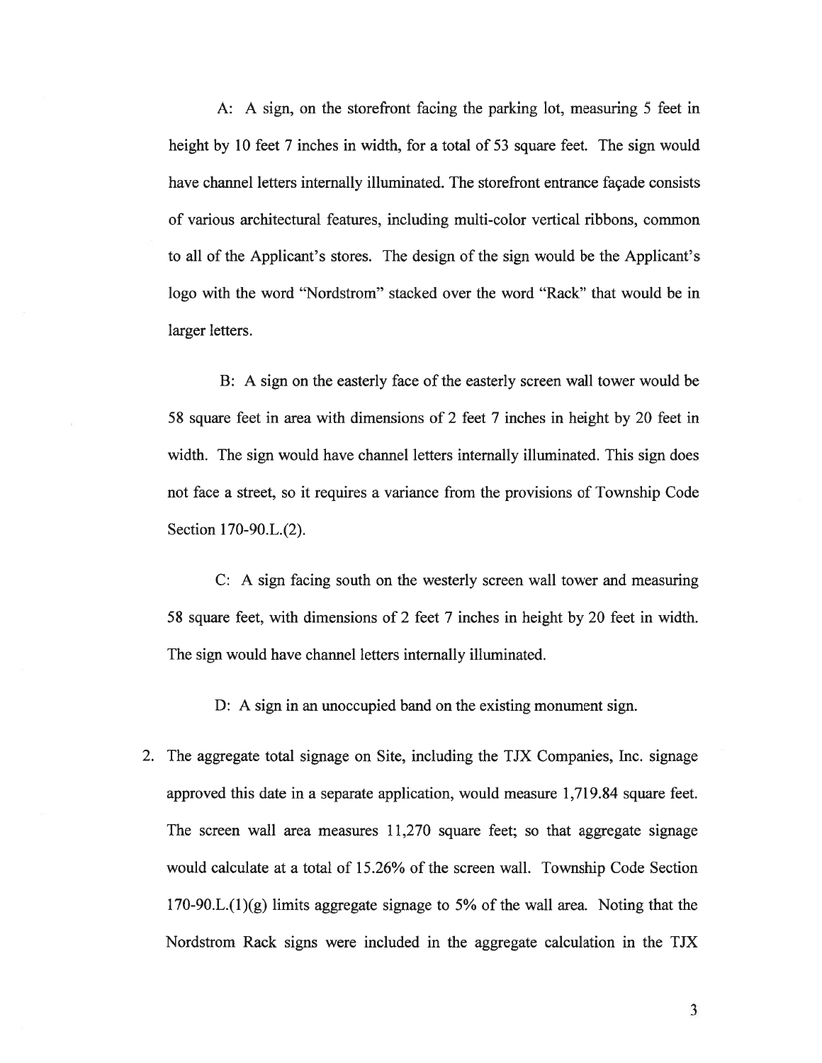A: A sign, on the storefront facing the parking lot, measuring 5 feet in height by 10 feet 7 inches in width, for a total of 53 square feet. The sign would have channel letters internally illuminated. The storefront entrance façade consists of various architectural features, including multi-color vertical ribbons, common to all of the Applicant's stores. The design of the sign would be the Applicant's logo with the word "Nordstrom" stacked over the word "Rack" that would be in larger letters.

B: A sign on the easterly face of the easterly screen wall tower would be 58 square feet in area with dimensions of 2 feet 7 inches in height by 20 feet in width. The sign would have channel letters internally illuminated. This sign does not face a street, so it requires a variance from the provisions of Township Code Section 170-90.L.(2).

C: A sign facing south on the westerly screen wall tower and measuring 58 square feet, with dimensions of 2 feet 7 inches in height by 20 feet in width. The sign would have channel letters internally illuminated.

D: A sign in an unoccupied band on the existing monument sign.

2. The aggregate total signage on Site, including the TJX Companies, Inc. signage approved this date in a separate application, would measure 1,719.84 square feet. The screen wall area measures 11,270 square feet; so that aggregate signage would calculate at a total of 15.26% of the screen wall. Township Code Section 170-90.L.(1)(g) limits aggregate signage to 5% of the wall area. Noting that the Nordstrom Rack signs were included in the aggregate calculation in the TJX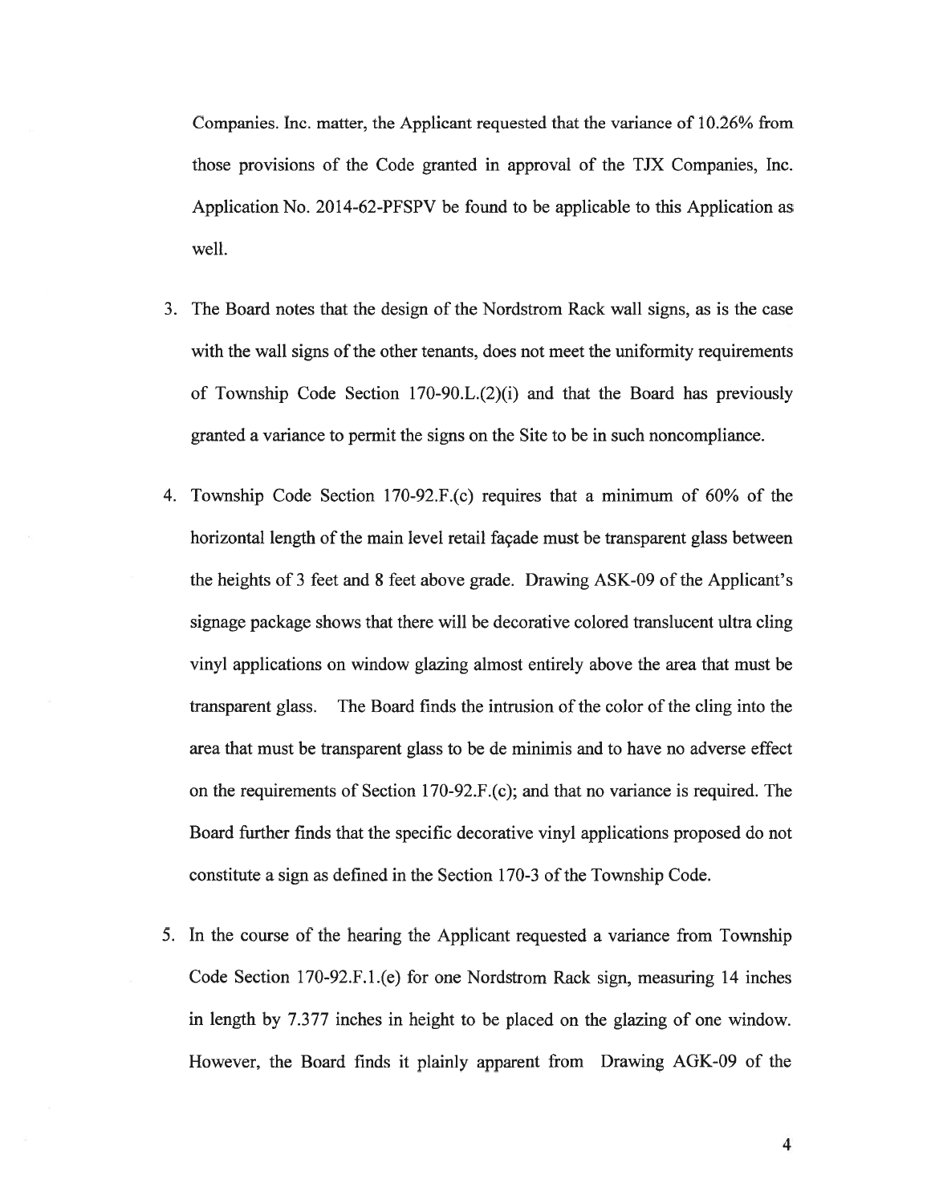Companies. Inc. matter, the Applicant requested that the variance of 10.26% from those provisions of the Code granted in approval of the TJX Companies, Inc. Application No. 2014-62-PFSPV be found to be applicable to this Application as well.

3. The Board notes that the design of the Nordstrom Rack wall signs, as is the case with the wall signs of the other tenants, does not meet the uniformity requirements of Township Code Section 170-90.L.(2)(i) and that the Board has previously granted a variance to permit the signs on the Site to be in such noncompliance.

4. Township Code Section 170-92.F.(c) requires that a minimum of 60% of the horizontal length of the main level retail façade must be transparent glass between the heights of 3 feet and 8 feet above grade. Drawing ASK-09 of the Applicant's signage package shows that there will be decorative colored translucent ultra cling vinyl applications on window glazing almost entirely above the area that must be transparent glass. The Board finds the intrusion of the color of the cling into the area that must be transparent glass to be de minimis and to have no adverse effect on the requirements of Section 170-92.F.(c); and that no variance is required. The Board further finds that the specific decorative vinyl applications proposed do not constitute a sign as defined in the Section 170-3 of the Township Code.

5. In the course of the hearing the Applicant requested a variance from Township Code Section 170-92.F.1.(e) for one Nordstrom Rack sign, measuring 14 inches in length by 7.377 inches in height to be placed on the glazing of one window. However, the Board finds it plainly apparent from Drawing AGK-09 of the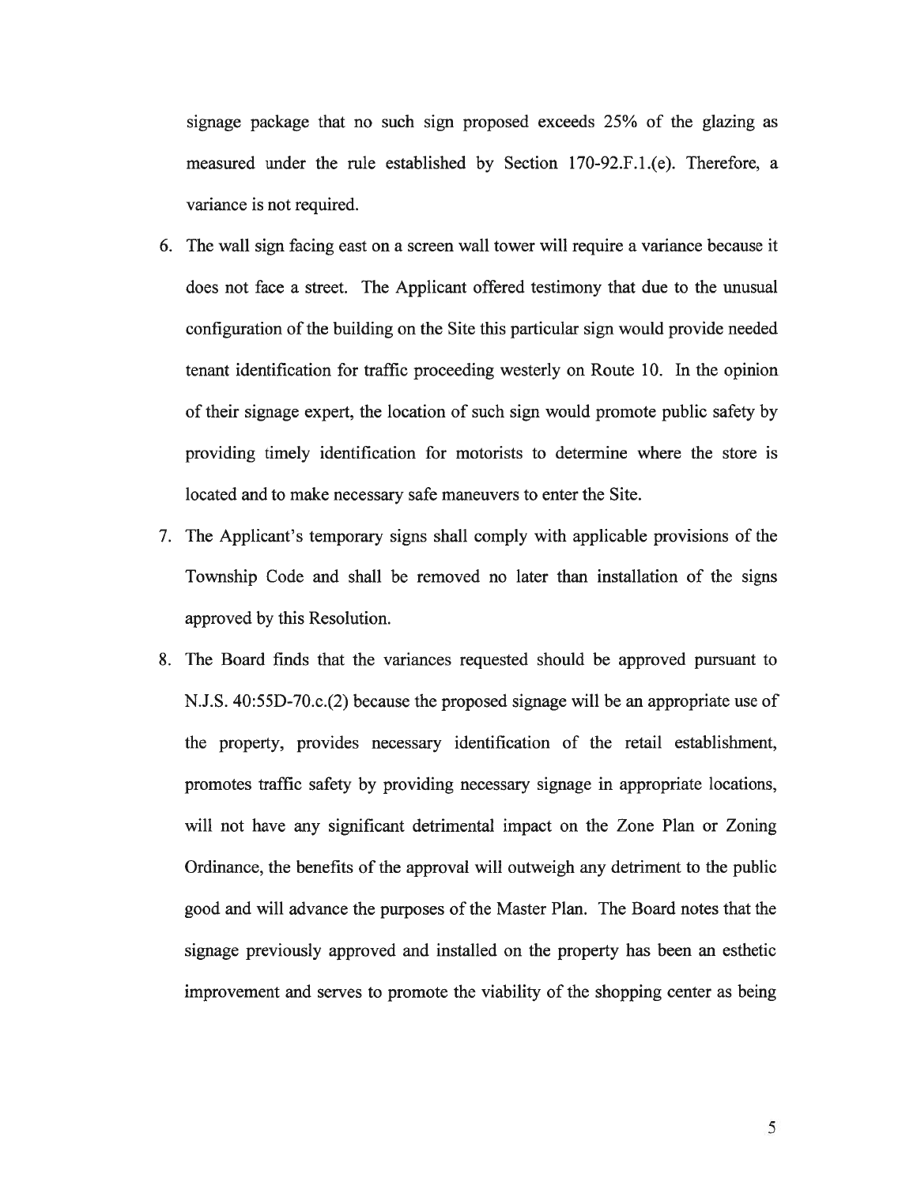signage package that no such sign proposed exceeds 25% of the glazing as measured under the rule established by Section 170-92.F.1.(e). Therefore, a variance is not required.

6. The wall sign facing east on a screen wall tower will require a variance because it does not face a street. The Applicant offered testimony that due to the unusual configuration of the building on the Site this particular sign would provide needed tenant identification for traffic proceeding westerly on Route 10. In the opinion of their signage expert, the location of such sign would promote public safety by providing timely identification for motorists to determine where the store is located and to make necessary safe maneuvers to enter the Site.

7. The Applicant's temporary signs shall comply with applicable provisions of the Township Code and shall be removed no later than installation of the signs approved by this Resolution.

8. The Board finds that the variances requested should be approved pursuant to N.J.S. 40:55D-70.c.(2) because the proposed signage will be an appropriate use of the property, provides necessary identification of the retail establishment, promotes traffic safety by providing necessary signage in appropriate locations, will not have any significant detrimental impact on the Zone Plan or Zoning Ordinance, the benefits of the approval will outweigh any detriment to the public good and will advance the purposes of the Master Plan. The Board notes that the signage previously approved and installed on the property has been an esthetic improvement and serves to promote the viability of the shopping center as being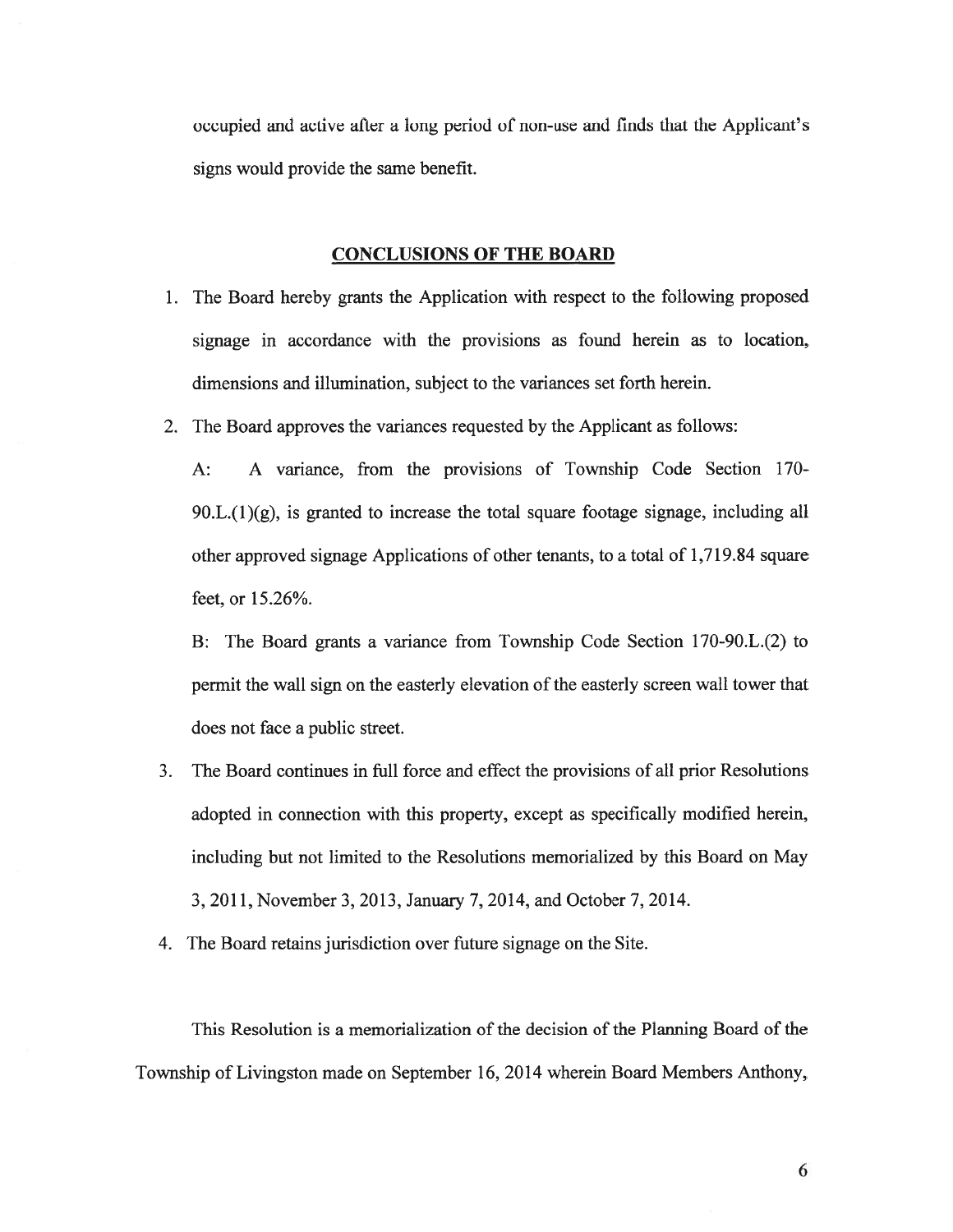occupied and active after a long period of non-use and finds that the Applicant's signs would provide the same benefit.

## CONCLUSIONS OF THE BOARD

1. The Board hereby grants the Application with respect to the following proposed signage in accordance with the provisions as found herein as to location, dimensions and illumination, subject to the variances set forth herein.

2. The Board approves the variances requested by the Applicant as follows:

   A: A variance, from the provisions of Township Code Section 170-90.L.(1)(g), is granted to increase the total square footage signage, including all other approved signage Applications of other tenants, to a total of 1,719.84 square feet, or 15.26%.

   B: The Board grants a variance from Township Code Section 170-90.L.(2) to permit the wall sign on the easterly elevation of the easterly screen wall tower that does not face a public street.

3. The Board continues in full force and effect the provisions of all prior Resolutions adopted in connection with this property, except as specifically modified herein, including but not limited to the Resolutions memorialized by this Board on May 3, 2011, November 3, 2013, January 7, 2014, and October 7, 2014.

4. The Board retains jurisdiction over future signage on the Site.

This Resolution is a memorialization of the decision of the Planning Board of the Township of Livingston made on September 16, 2014 wherein Board Members Anthony,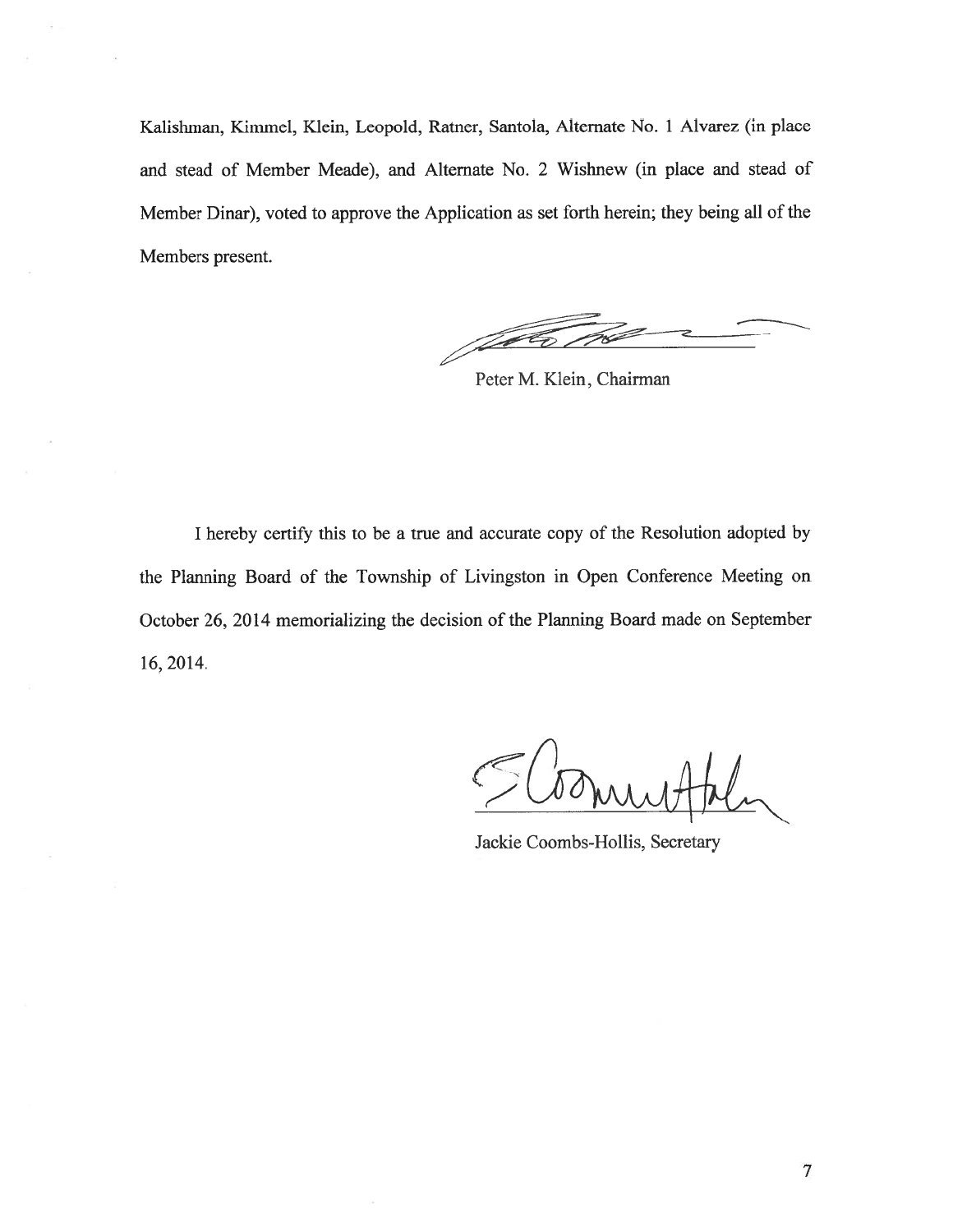Kalishman, Kimmel, Klein, Leopold, Ratner, Santola, Alternate No. 1 Alvarez (in place and stead of Member Meade), and Alternate No. 2 Wishnew (in place and stead of Member Dinar), voted to approve the Application as set forth herein; they being all of the Members present.

Peter M. Klein, Chairman

I hereby certify this to be a true and accurate copy of the Resolution adopted by the Planning Board of the Township of Livingston in Open Conference Meeting on October 26, 2014 memorializing the decision of the Planning Board made on September 16, 2014.

Jackie Coombs-Hollis, Secretary